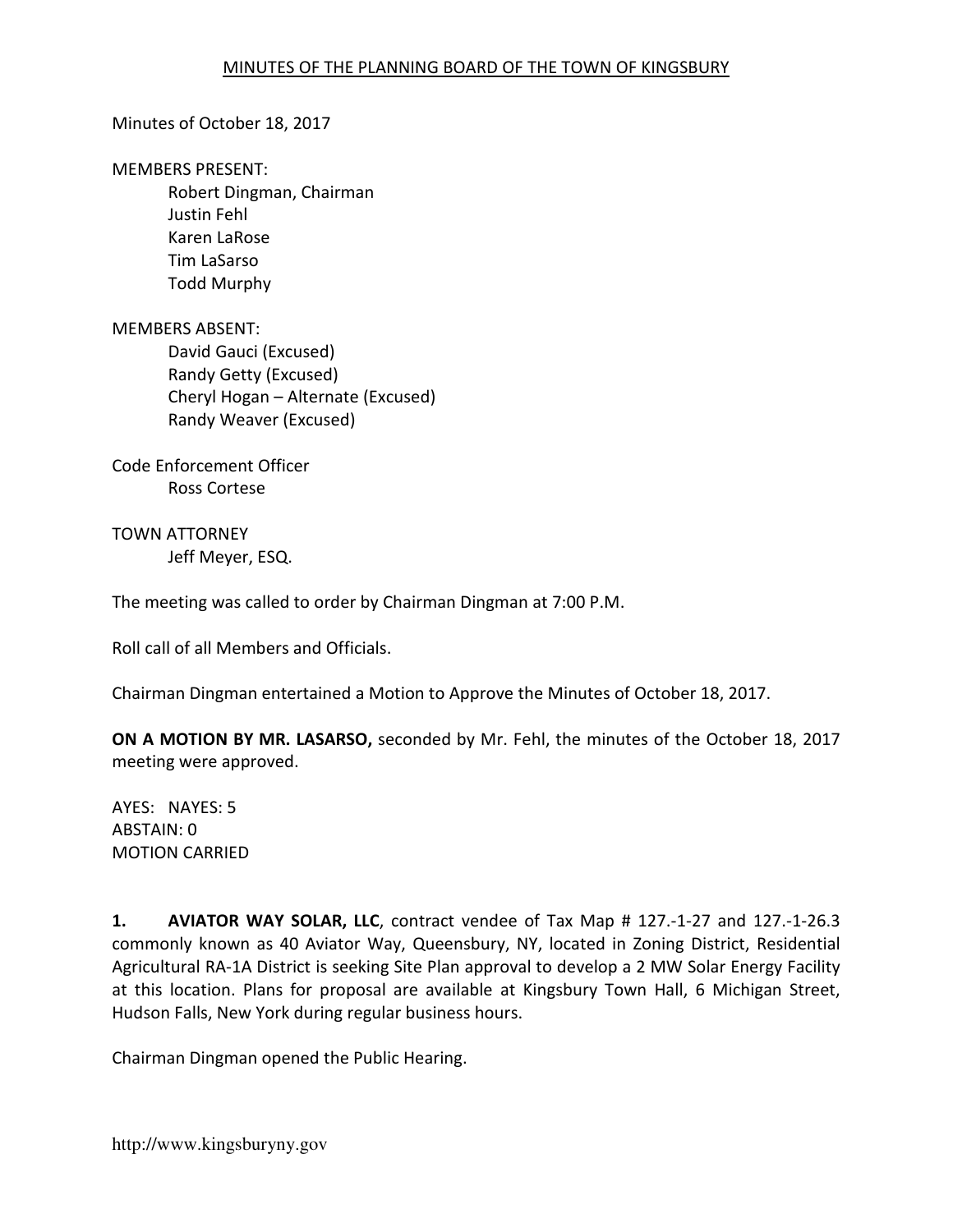MINUTES OF THE PLANNING BOARD OF THE TOWN OF KINGSBURY

Minutes of October 18, 2017

MEMBERS PRESENT:

Robert Dingman, Chairman
Justin Fehl
Karen LaRose
Tim LaSarso
Todd Murphy

MEMBERS ABSENT:

David Gauci (Excused)
Randy Getty (Excused)
Cheryl Hogan – Alternate (Excused)
Randy Weaver (Excused)

Code Enforcement Officer

Ross Cortese

TOWN ATTORNEY

Jeff Meyer, ESQ.

The meeting was called to order by Chairman Dingman at 7:00 P.M.

Roll call of all Members and Officials.

Chairman Dingman entertained a Motion to Approve the Minutes of October 18, 2017.

**ON A MOTION BY MR. LASARSO,** seconded by Mr. Fehl, the minutes of the October 18, 2017 meeting were approved.

AYES: NAYES: 5
ABSTAIN: 0
MOTION CARRIED

**1. AVIATOR WAY SOLAR, LLC**, contract vendee of Tax Map # 127.-1-27 and 127.-1-26.3 commonly known as 40 Aviator Way, Queensbury, NY, located in Zoning District, Residential Agricultural RA-1A District is seeking Site Plan approval to develop a 2 MW Solar Energy Facility at this location. Plans for proposal are available at Kingsbury Town Hall, 6 Michigan Street, Hudson Falls, New York during regular business hours.

Chairman Dingman opened the Public Hearing.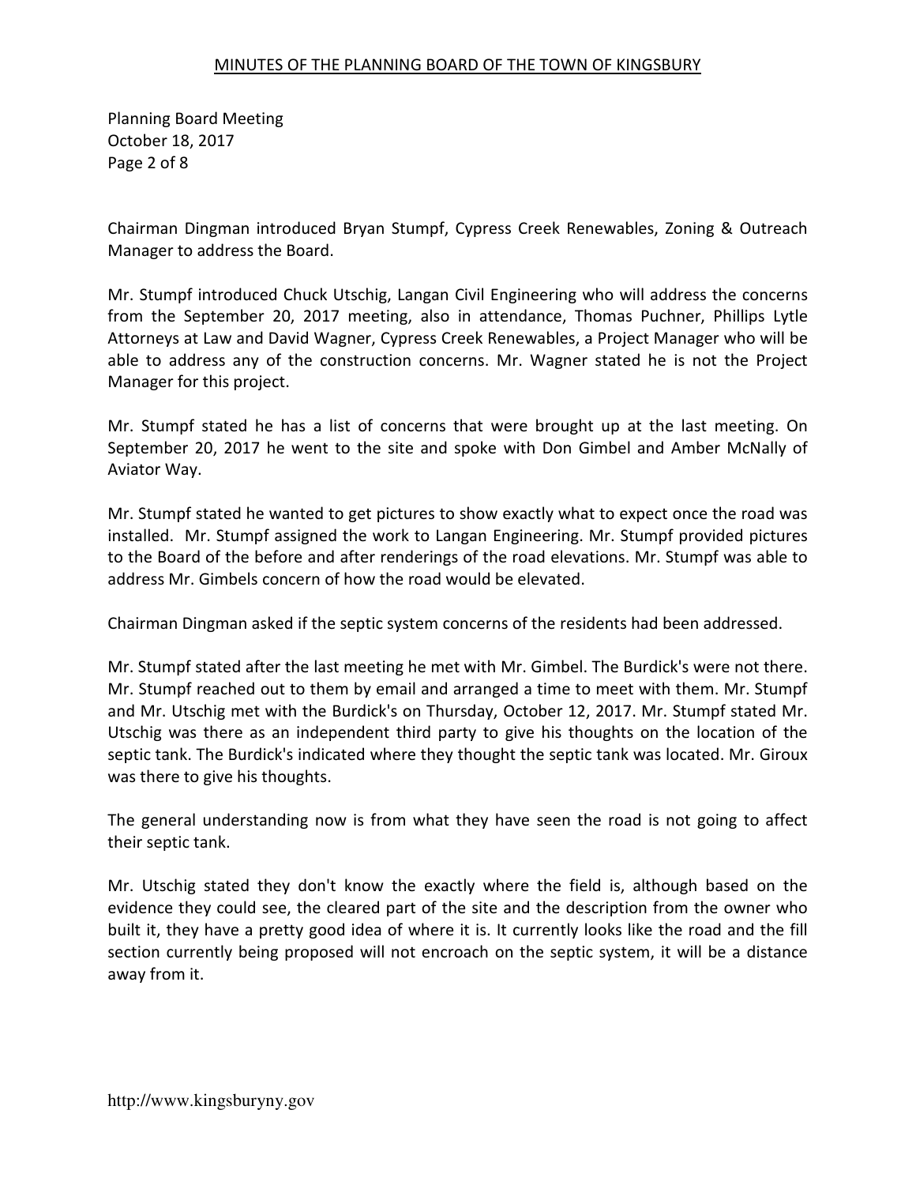Chairman Dingman introduced Bryan Stumpf, Cypress Creek Renewables, Zoning & Outreach Manager to address the Board.

Mr. Stumpf introduced Chuck Utschig, Langan Civil Engineering who will address the concerns from the September 20, 2017 meeting, also in attendance, Thomas Puchner, Phillips Lytle Attorneys at Law and David Wagner, Cypress Creek Renewables, a Project Manager who will be able to address any of the construction concerns. Mr. Wagner stated he is not the Project Manager for this project.

Mr. Stumpf stated he has a list of concerns that were brought up at the last meeting. On September 20, 2017 he went to the site and spoke with Don Gimbel and Amber McNally of Aviator Way.

Mr. Stumpf stated he wanted to get pictures to show exactly what to expect once the road was installed. Mr. Stumpf assigned the work to Langan Engineering. Mr. Stumpf provided pictures to the Board of the before and after renderings of the road elevations. Mr. Stumpf was able to address Mr. Gimbels concern of how the road would be elevated.

Chairman Dingman asked if the septic system concerns of the residents had been addressed.

Mr. Stumpf stated after the last meeting he met with Mr. Gimbel. The Burdick's were not there. Mr. Stumpf reached out to them by email and arranged a time to meet with them. Mr. Stumpf and Mr. Utschig met with the Burdick's on Thursday, October 12, 2017. Mr. Stumpf stated Mr. Utschig was there as an independent third party to give his thoughts on the location of the septic tank. The Burdick's indicated where they thought the septic tank was located. Mr. Giroux was there to give his thoughts.

The general understanding now is from what they have seen the road is not going to affect their septic tank.

Mr. Utschig stated they don't know the exactly where the field is, although based on the evidence they could see, the cleared part of the site and the description from the owner who built it, they have a pretty good idea of where it is. It currently looks like the road and the fill section currently being proposed will not encroach on the septic system, it will be a distance away from it.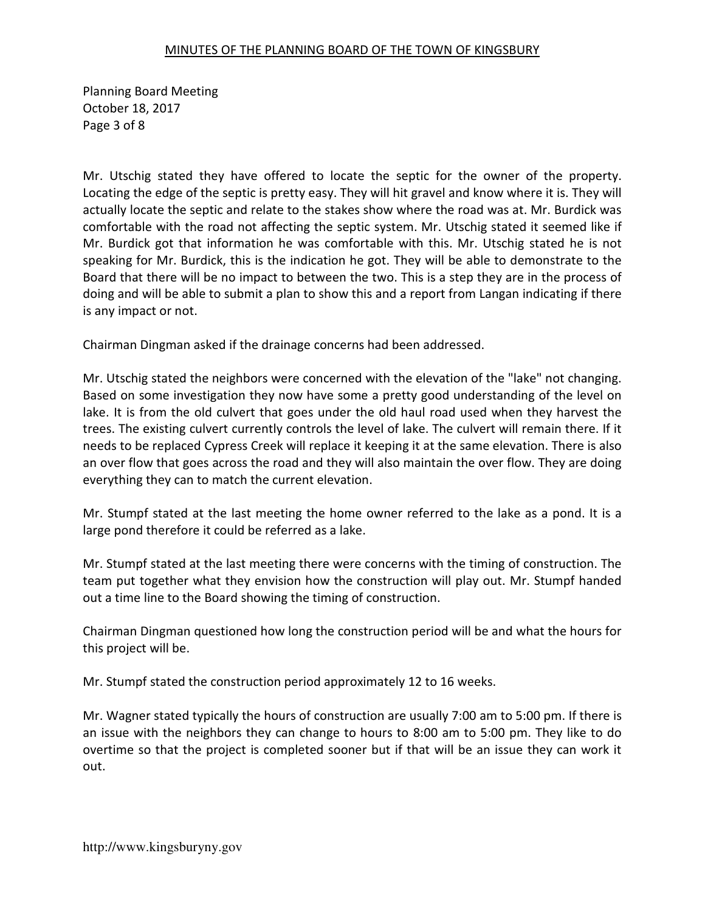Mr. Utschig stated they have offered to locate the septic for the owner of the property. Locating the edge of the septic is pretty easy. They will hit gravel and know where it is. They will actually locate the septic and relate to the stakes show where the road was at. Mr. Burdick was comfortable with the road not affecting the septic system. Mr. Utschig stated it seemed like if Mr. Burdick got that information he was comfortable with this. Mr. Utschig stated he is not speaking for Mr. Burdick, this is the indication he got. They will be able to demonstrate to the Board that there will be no impact to between the two. This is a step they are in the process of doing and will be able to submit a plan to show this and a report from Langan indicating if there is any impact or not.

Chairman Dingman asked if the drainage concerns had been addressed.

Mr. Utschig stated the neighbors were concerned with the elevation of the "lake" not changing. Based on some investigation they now have some a pretty good understanding of the level on lake. It is from the old culvert that goes under the old haul road used when they harvest the trees. The existing culvert currently controls the level of lake. The culvert will remain there. If it needs to be replaced Cypress Creek will replace it keeping it at the same elevation. There is also an over flow that goes across the road and they will also maintain the over flow. They are doing everything they can to match the current elevation.

Mr. Stumpf stated at the last meeting the home owner referred to the lake as a pond. It is a large pond therefore it could be referred as a lake.

Mr. Stumpf stated at the last meeting there were concerns with the timing of construction. The team put together what they envision how the construction will play out. Mr. Stumpf handed out a time line to the Board showing the timing of construction.

Chairman Dingman questioned how long the construction period will be and what the hours for this project will be.

Mr. Stumpf stated the construction period approximately 12 to 16 weeks.

Mr. Wagner stated typically the hours of construction are usually 7:00 am to 5:00 pm. If there is an issue with the neighbors they can change to hours to 8:00 am to 5:00 pm. They like to do overtime so that the project is completed sooner but if that will be an issue they can work it out.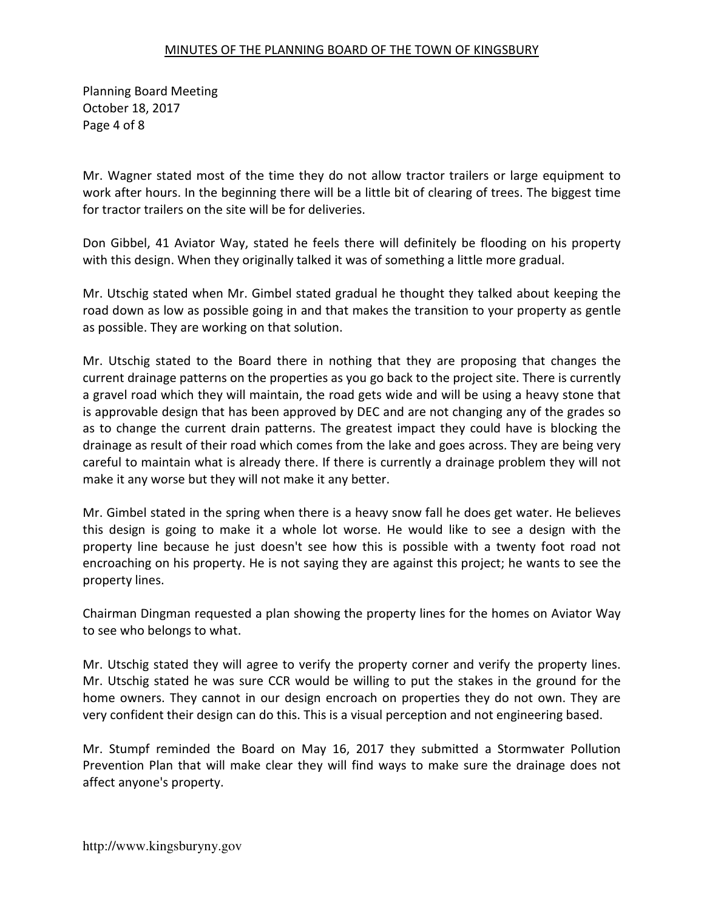Mr. Wagner stated most of the time they do not allow tractor trailers or large equipment to work after hours. In the beginning there will be a little bit of clearing of trees. The biggest time for tractor trailers on the site will be for deliveries.

Don Gibbel, 41 Aviator Way, stated he feels there will definitely be flooding on his property with this design. When they originally talked it was of something a little more gradual.

Mr. Utschig stated when Mr. Gimbel stated gradual he thought they talked about keeping the road down as low as possible going in and that makes the transition to your property as gentle as possible. They are working on that solution.

Mr. Utschig stated to the Board there in nothing that they are proposing that changes the current drainage patterns on the properties as you go back to the project site. There is currently a gravel road which they will maintain, the road gets wide and will be using a heavy stone that is approvable design that has been approved by DEC and are not changing any of the grades so as to change the current drain patterns. The greatest impact they could have is blocking the drainage as result of their road which comes from the lake and goes across. They are being very careful to maintain what is already there. If there is currently a drainage problem they will not make it any worse but they will not make it any better.

Mr. Gimbel stated in the spring when there is a heavy snow fall he does get water. He believes this design is going to make it a whole lot worse. He would like to see a design with the property line because he just doesn't see how this is possible with a twenty foot road not encroaching on his property. He is not saying they are against this project; he wants to see the property lines.

Chairman Dingman requested a plan showing the property lines for the homes on Aviator Way to see who belongs to what.

Mr. Utschig stated they will agree to verify the property corner and verify the property lines. Mr. Utschig stated he was sure CCR would be willing to put the stakes in the ground for the home owners. They cannot in our design encroach on properties they do not own. They are very confident their design can do this. This is a visual perception and not engineering based.

Mr. Stumpf reminded the Board on May 16, 2017 they submitted a Stormwater Pollution Prevention Plan that will make clear they will find ways to make sure the drainage does not affect anyone's property.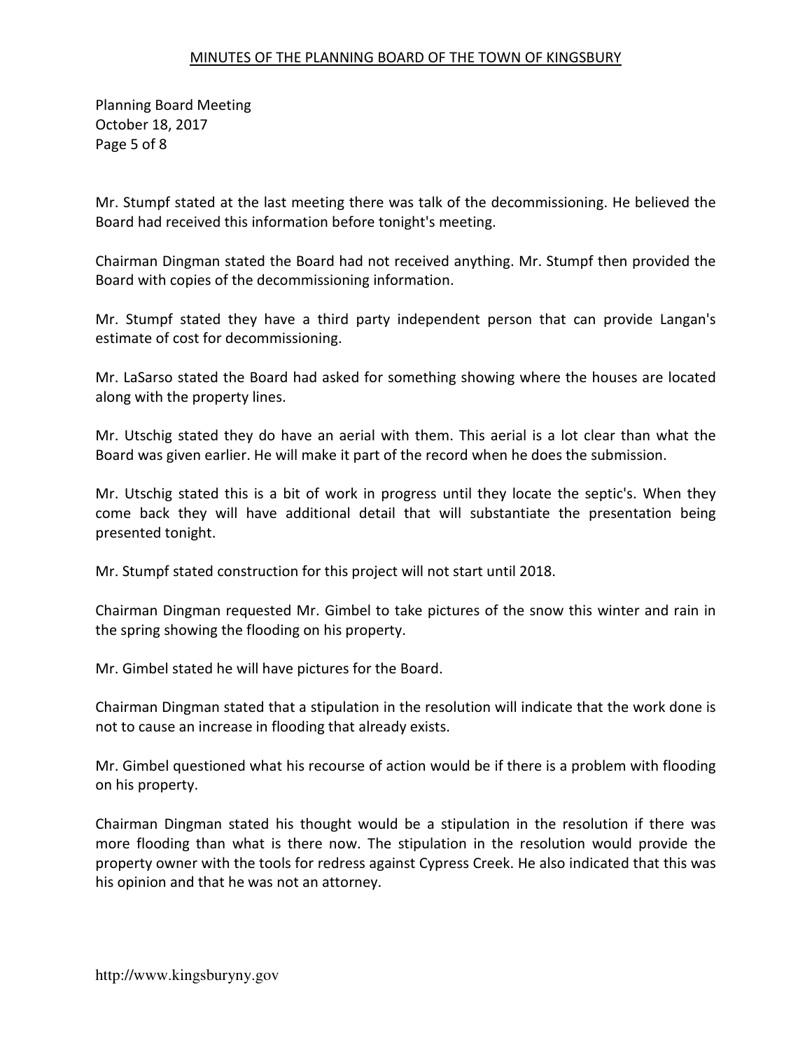Mr. Stumpf stated at the last meeting there was talk of the decommissioning. He believed the Board had received this information before tonight's meeting.

Chairman Dingman stated the Board had not received anything. Mr. Stumpf then provided the Board with copies of the decommissioning information.

Mr. Stumpf stated they have a third party independent person that can provide Langan's estimate of cost for decommissioning.

Mr. LaSarso stated the Board had asked for something showing where the houses are located along with the property lines.

Mr. Utschig stated they do have an aerial with them. This aerial is a lot clear than what the Board was given earlier. He will make it part of the record when he does the submission.

Mr. Utschig stated this is a bit of work in progress until they locate the septic's. When they come back they will have additional detail that will substantiate the presentation being presented tonight.

Mr. Stumpf stated construction for this project will not start until 2018.

Chairman Dingman requested Mr. Gimbel to take pictures of the snow this winter and rain in the spring showing the flooding on his property.

Mr. Gimbel stated he will have pictures for the Board.

Chairman Dingman stated that a stipulation in the resolution will indicate that the work done is not to cause an increase in flooding that already exists.

Mr. Gimbel questioned what his recourse of action would be if there is a problem with flooding on his property.

Chairman Dingman stated his thought would be a stipulation in the resolution if there was more flooding than what is there now. The stipulation in the resolution would provide the property owner with the tools for redress against Cypress Creek. He also indicated that this was his opinion and that he was not an attorney.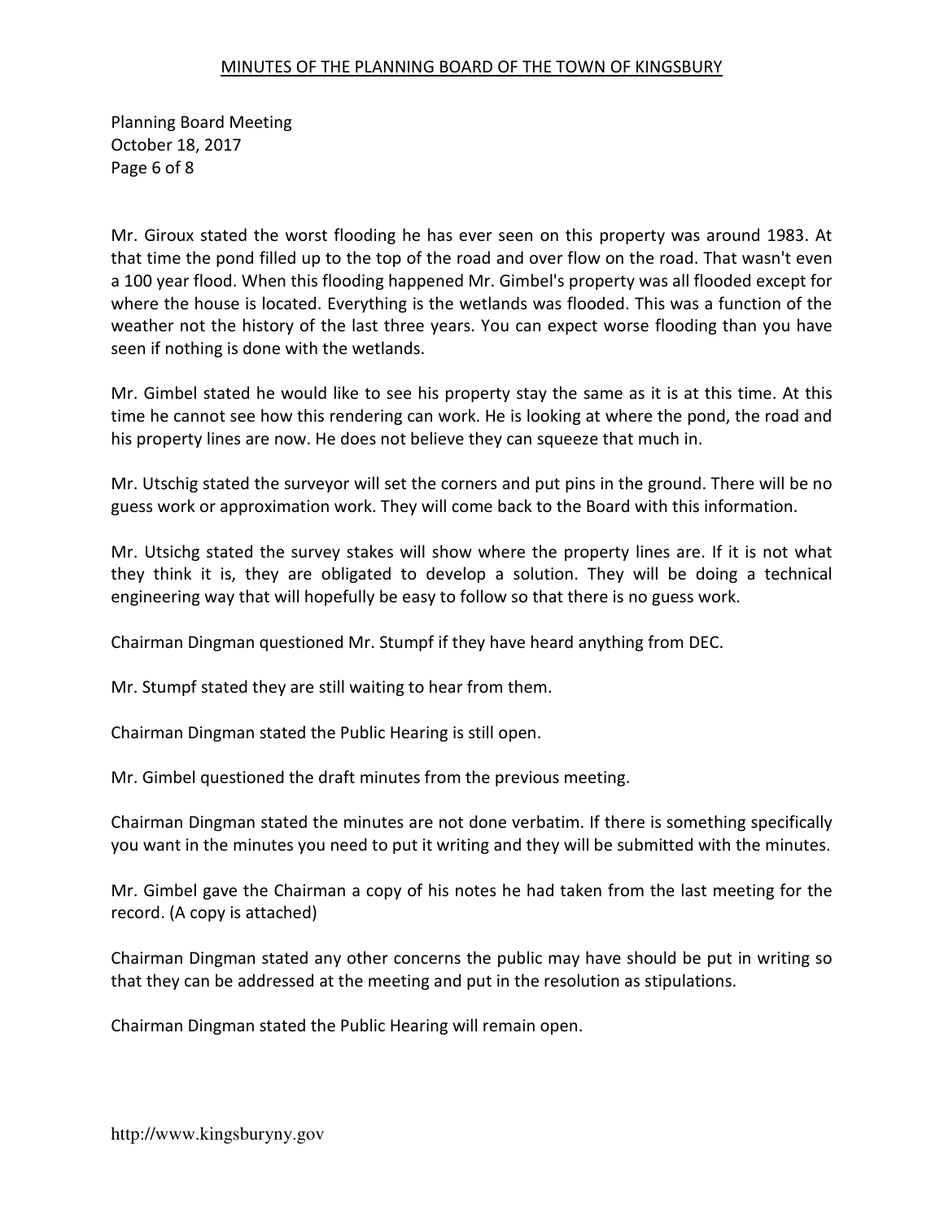Mr. Giroux stated the worst flooding he has ever seen on this property was around 1983. At that time the pond filled up to the top of the road and over flow on the road. That wasn't even a 100 year flood. When this flooding happened Mr. Gimbel's property was all flooded except for where the house is located. Everything is the wetlands was flooded. This was a function of the weather not the history of the last three years. You can expect worse flooding than you have seen if nothing is done with the wetlands.

Mr. Gimbel stated he would like to see his property stay the same as it is at this time. At this time he cannot see how this rendering can work. He is looking at where the pond, the road and his property lines are now. He does not believe they can squeeze that much in.

Mr. Utschig stated the surveyor will set the corners and put pins in the ground. There will be no guess work or approximation work. They will come back to the Board with this information.

Mr. Utsichg stated the survey stakes will show where the property lines are. If it is not what they think it is, they are obligated to develop a solution. They will be doing a technical engineering way that will hopefully be easy to follow so that there is no guess work.

Chairman Dingman questioned Mr. Stumpf if they have heard anything from DEC.

Mr. Stumpf stated they are still waiting to hear from them.

Chairman Dingman stated the Public Hearing is still open.

Mr. Gimbel questioned the draft minutes from the previous meeting.

Chairman Dingman stated the minutes are not done verbatim. If there is something specifically you want in the minutes you need to put it writing and they will be submitted with the minutes.

Mr. Gimbel gave the Chairman a copy of his notes he had taken from the last meeting for the record. (A copy is attached)

Chairman Dingman stated any other concerns the public may have should be put in writing so that they can be addressed at the meeting and put in the resolution as stipulations.

Chairman Dingman stated the Public Hearing will remain open.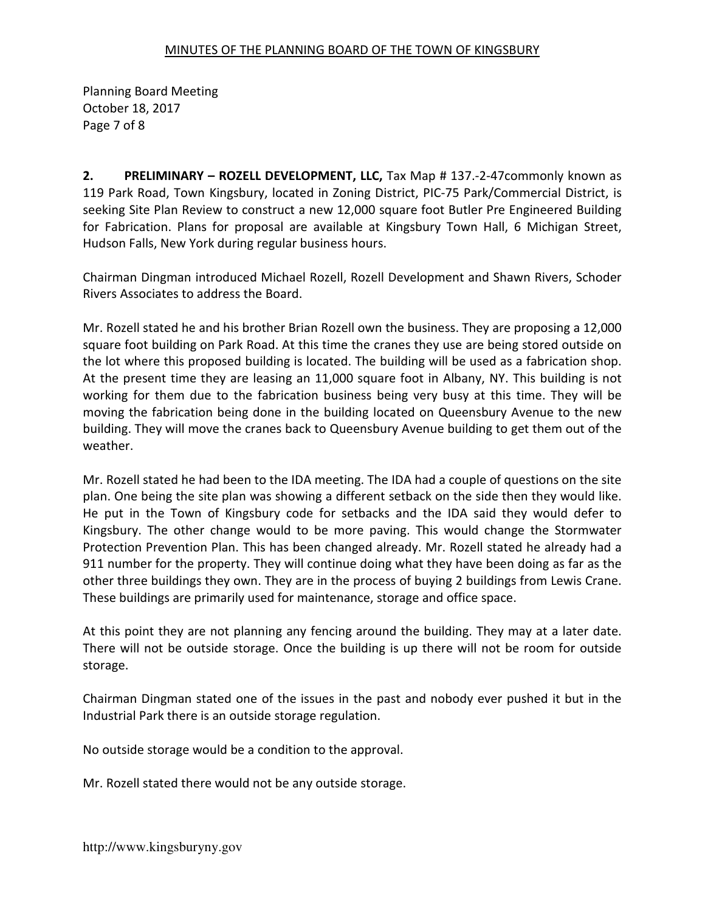**2. PRELIMINARY – ROZELL DEVELOPMENT, LLC,** Tax Map # 137.-2-47commonly known as 119 Park Road, Town Kingsbury, located in Zoning District, PIC-75 Park/Commercial District, is seeking Site Plan Review to construct a new 12,000 square foot Butler Pre Engineered Building for Fabrication. Plans for proposal are available at Kingsbury Town Hall, 6 Michigan Street, Hudson Falls, New York during regular business hours.

Chairman Dingman introduced Michael Rozell, Rozell Development and Shawn Rivers, Schoder Rivers Associates to address the Board.

Mr. Rozell stated he and his brother Brian Rozell own the business. They are proposing a 12,000 square foot building on Park Road. At this time the cranes they use are being stored outside on the lot where this proposed building is located. The building will be used as a fabrication shop. At the present time they are leasing an 11,000 square foot in Albany, NY. This building is not working for them due to the fabrication business being very busy at this time. They will be moving the fabrication being done in the building located on Queensbury Avenue to the new building. They will move the cranes back to Queensbury Avenue building to get them out of the weather.

Mr. Rozell stated he had been to the IDA meeting. The IDA had a couple of questions on the site plan. One being the site plan was showing a different setback on the side then they would like. He put in the Town of Kingsbury code for setbacks and the IDA said they would defer to Kingsbury. The other change would to be more paving. This would change the Stormwater Protection Prevention Plan. This has been changed already. Mr. Rozell stated he already had a 911 number for the property. They will continue doing what they have been doing as far as the other three buildings they own. They are in the process of buying 2 buildings from Lewis Crane. These buildings are primarily used for maintenance, storage and office space.

At this point they are not planning any fencing around the building. They may at a later date. There will not be outside storage. Once the building is up there will not be room for outside storage.

Chairman Dingman stated one of the issues in the past and nobody ever pushed it but in the Industrial Park there is an outside storage regulation.

No outside storage would be a condition to the approval.

Mr. Rozell stated there would not be any outside storage.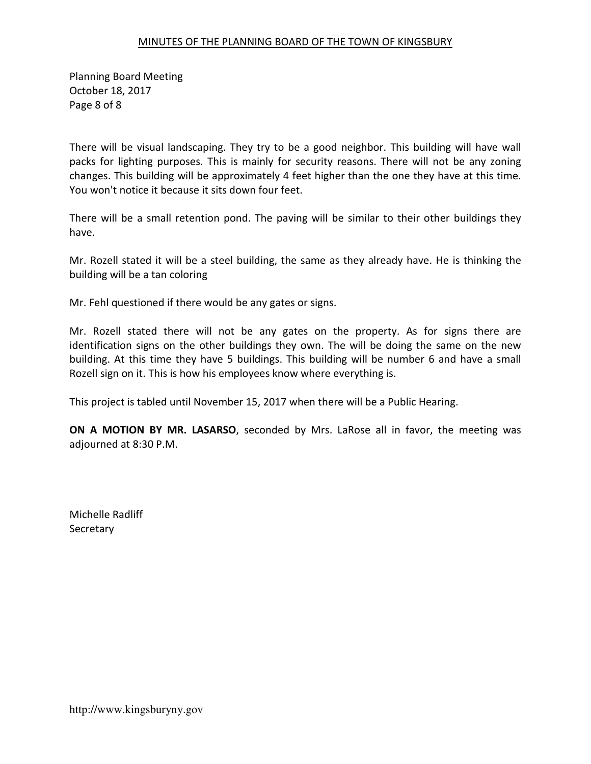There will be visual landscaping. They try to be a good neighbor. This building will have wall packs for lighting purposes. This is mainly for security reasons. There will not be any zoning changes. This building will be approximately 4 feet higher than the one they have at this time. You won't notice it because it sits down four feet.

There will be a small retention pond. The paving will be similar to their other buildings they have.

Mr. Rozell stated it will be a steel building, the same as they already have. He is thinking the building will be a tan coloring

Mr. Fehl questioned if there would be any gates or signs.

Mr. Rozell stated there will not be any gates on the property. As for signs there are identification signs on the other buildings they own. The will be doing the same on the new building. At this time they have 5 buildings. This building will be number 6 and have a small Rozell sign on it. This is how his employees know where everything is.

This project is tabled until November 15, 2017 when there will be a Public Hearing.

**ON A MOTION BY MR. LASARSO**, seconded by Mrs. LaRose all in favor, the meeting was adjourned at 8:30 P.M.

Michelle Radliff
Secretary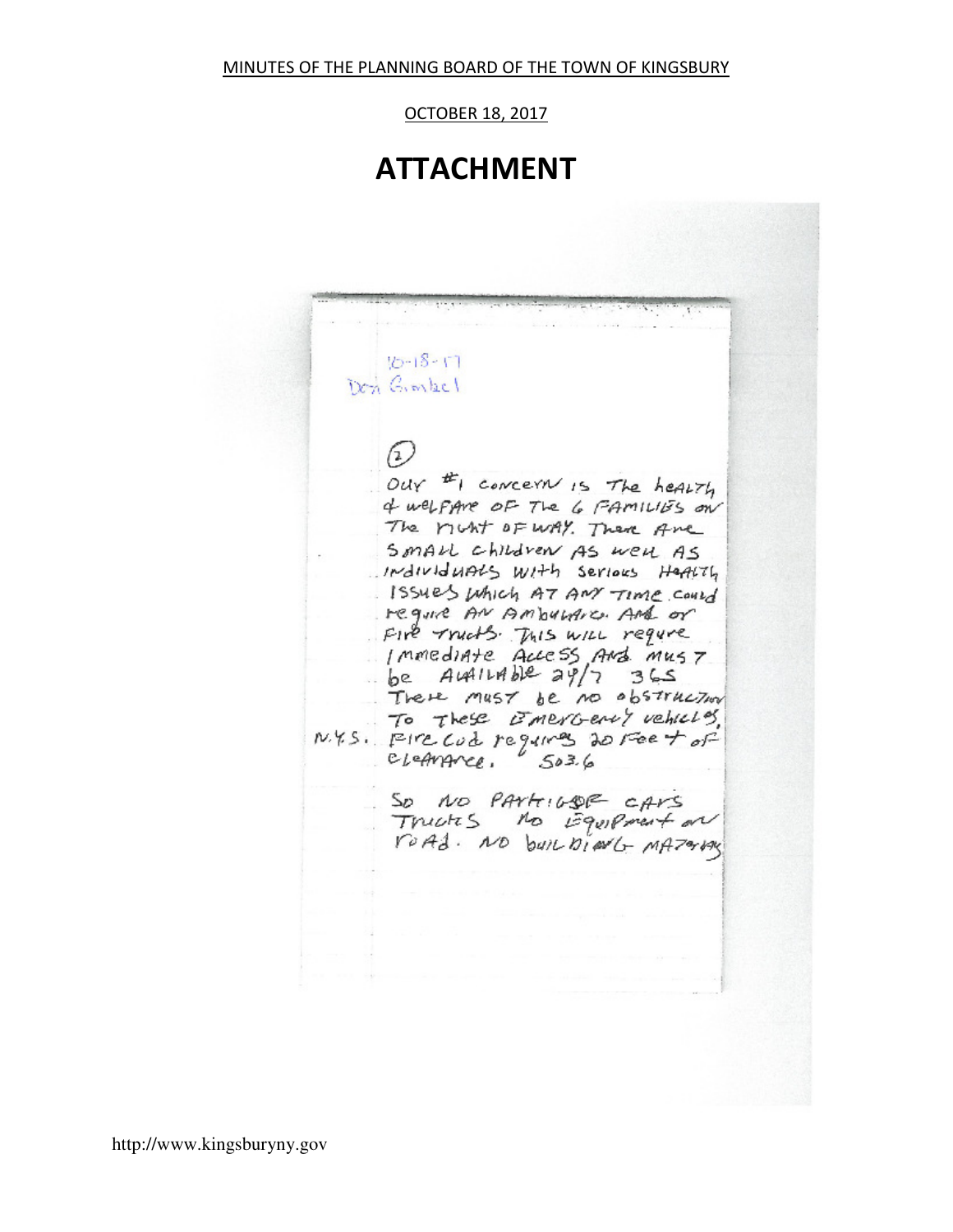MINUTES OF THE PLANNING BOARD OF THE TOWN OF KINGSBURY

OCTOBER 18, 2017

# ATTACHMENT

10-18-17
Don Gimbel

(2)

Our #1 concern is the health & welfare of the 6 families on the right of way. There are small children as well as individuals with serious health issues which at any time could require an ambulance and or fire trucks. This will require immediate access and must be available 24/7 365. There must be no obstruction to these emergency vehicles. N.Y.S. Fire Code requires 20 feet of clearance. 503.6

So no parking of cars trucks no equipment on road. No building materials